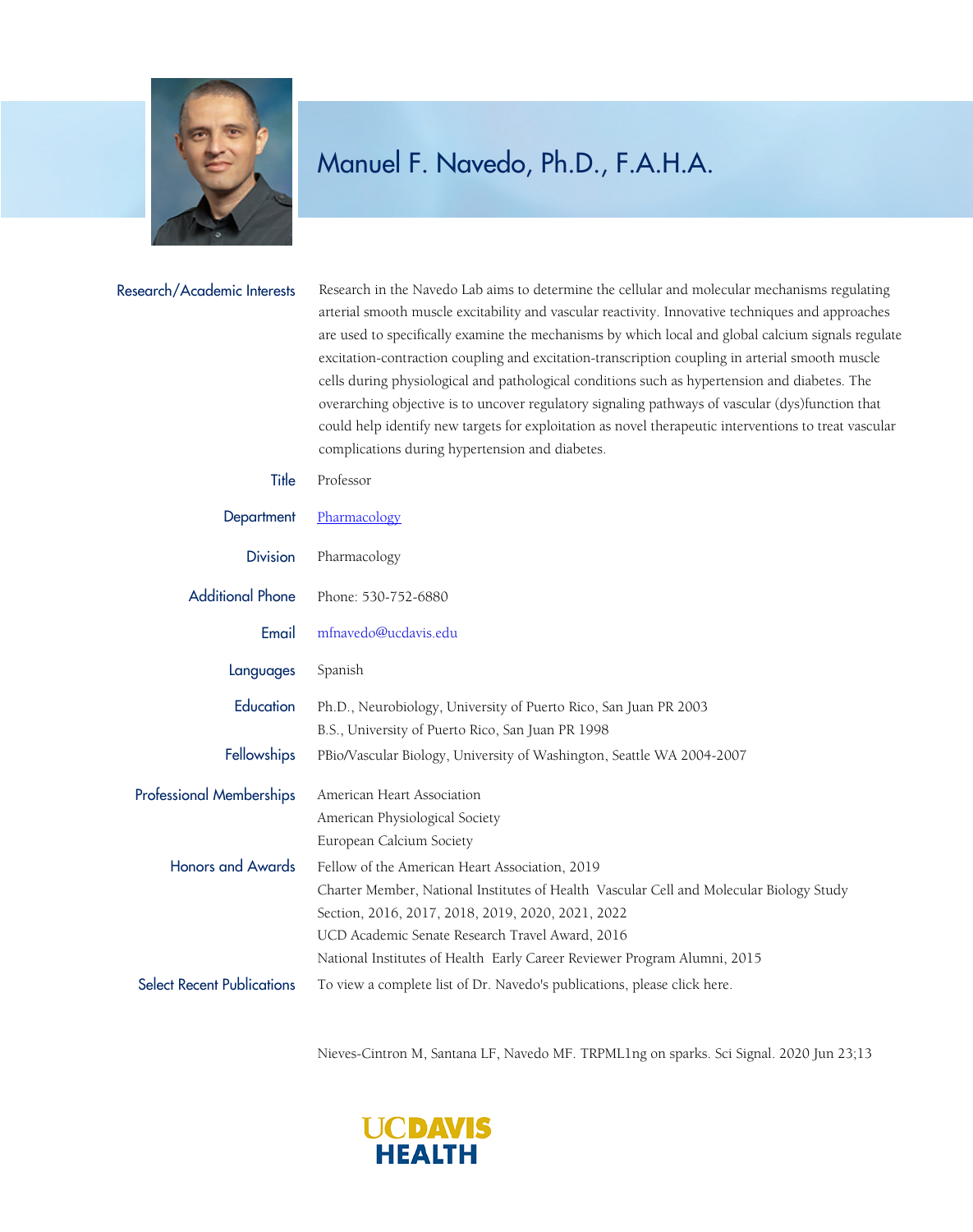# Manuel F. Navedo, Ph.D., F.A.H.A.

**Research/Academic Interests**

Research in the Navedo Lab aims to determine the cellular and molecular mechanisms regulating arterial smooth muscle excitability and vascular reactivity. Innovative techniques and approaches are used to specifically examine the mechanisms by which local and global calcium signals regulate excitation-contraction coupling and excitation-transcription coupling in arterial smooth muscle cells during physiological and pathological conditions such as hypertension and diabetes. The overarching objective is to uncover regulatory signaling pathways of vascular (dys)function that could help identify new targets for exploitation as novel therapeutic interventions to treat vascular complications during hypertension and diabetes.

**Title**

Professor

**Department**

Pharmacology

**Division**

Pharmacology

**Additional Phone**

Phone: 530-752-6880

**Email**

mfnavedo@ucdavis.edu

**Languages**

Spanish

**Education**

Ph.D., Neurobiology, University of Puerto Rico, San Juan PR 2003

B.S., University of Puerto Rico, San Juan PR 1998

**Fellowships**

PBio/Vascular Biology, University of Washington, Seattle WA 2004-2007

**Professional Memberships**

American Heart Association

American Physiological Society

European Calcium Society

**Honors and Awards**

Fellow of the American Heart Association, 2019

Charter Member, National Institutes of Health Vascular Cell and Molecular Biology Study Section, 2016, 2017, 2018, 2019, 2020, 2021, 2022

UCD Academic Senate Research Travel Award, 2016

National Institutes of Health Early Career Reviewer Program Alumni, 2015

**Select Recent Publications**

To view a complete list of Dr. Navedo's publications, please click here.

Nieves-Cintron M, Santana LF, Navedo MF. TRPML1ng on sparks. Sci Signal. 2020 Jun 23;13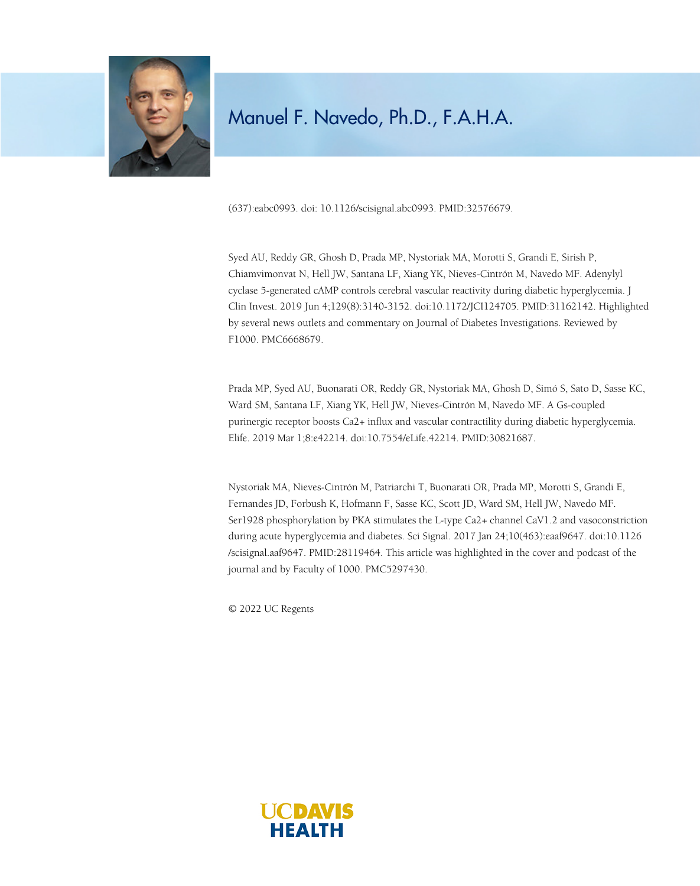# Manuel F. Navedo, Ph.D., F.A.H.A.

(637):eabc0993. doi: 10.1126/scisignal.abc0993. PMID:32576679.

Syed AU, Reddy GR, Ghosh D, Prada MP, Nystoriak MA, Morotti S, Grandi E, Sirish P, Chiamvimonvat N, Hell JW, Santana LF, Xiang YK, Nieves-Cintrón M, Navedo MF. Adenylyl cyclase 5-generated cAMP controls cerebral vascular reactivity during diabetic hyperglycemia. J Clin Invest. 2019 Jun 4;129(8):3140-3152. doi:10.1172/JCI124705. PMID:31162142. Highlighted by several news outlets and commentary on Journal of Diabetes Investigations. Reviewed by F1000. PMC6668679.

Prada MP, Syed AU, Buonarati OR, Reddy GR, Nystoriak MA, Ghosh D, Simó S, Sato D, Sasse KC, Ward SM, Santana LF, Xiang YK, Hell JW, Nieves-Cintrón M, Navedo MF. A Gs-coupled purinergic receptor boosts Ca2+ influx and vascular contractility during diabetic hyperglycemia. Elife. 2019 Mar 1;8:e42214. doi:10.7554/eLife.42214. PMID:30821687.

Nystoriak MA, Nieves-Cintrón M, Patriarchi T, Buonarati OR, Prada MP, Morotti S, Grandi E, Fernandes JD, Forbush K, Hofmann F, Sasse KC, Scott JD, Ward SM, Hell JW, Navedo MF. Ser1928 phosphorylation by PKA stimulates the L-type Ca2+ channel CaV1.2 and vasoconstriction during acute hyperglycemia and diabetes. Sci Signal. 2017 Jan 24;10(463):eaaf9647. doi:10.1126/scisignal.aaf9647. PMID:28119464. This article was highlighted in the cover and podcast of the journal and by Faculty of 1000. PMC5297430.

© 2022 UC Regents

UC DAVIS HEALTH